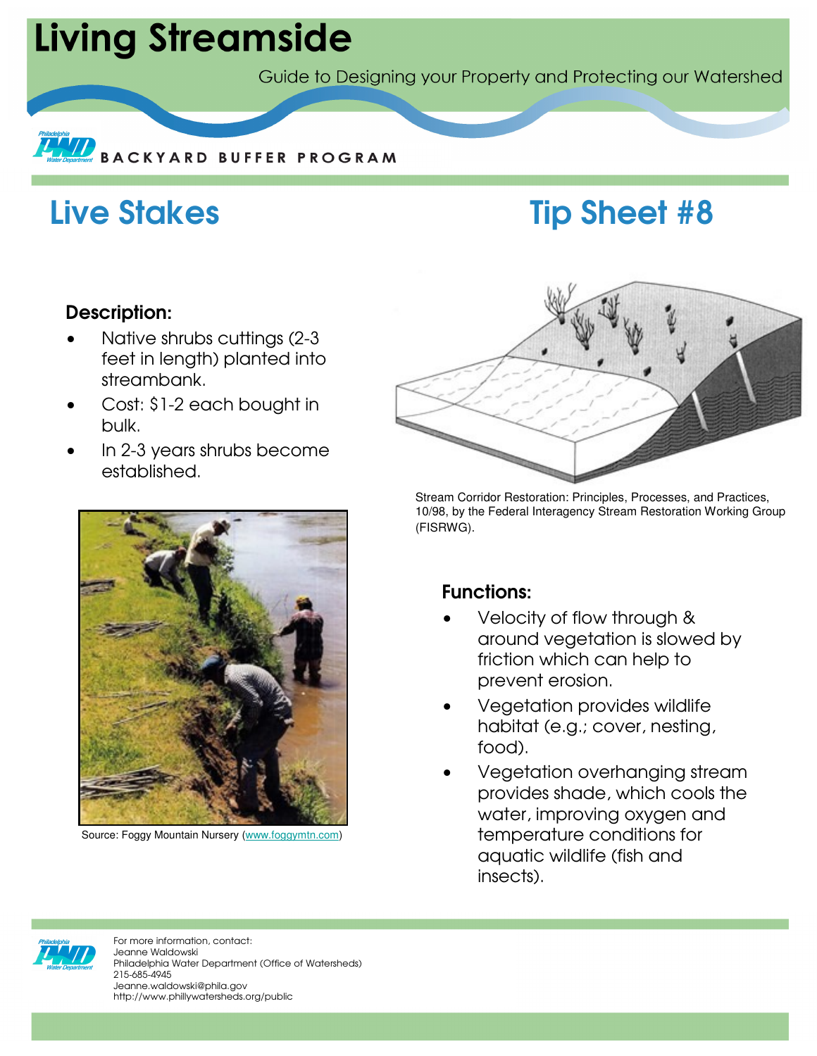# Living Streamside

Guide to Designing your Property and Protecting our Watershed

BACKYARD BUFFER PROGRAM

## Live Stakes

## Tip Sheet #8

### Description:

- Native shrubs cuttings (2-3 feet in length) planted into streambank.
- Cost: $1-2 each bought in bulk.
- In 2-3 years shrubs become established.

Stream Corridor Restoration: Principles, Processes, and Practices, 10/98, by the Federal Interagency Stream Restoration Working Group (FISRWG).

Source: Foggy Mountain Nursery (www.foggymtn.com)

### Functions:

- Velocity of flow through & around vegetation is slowed by friction which can help to prevent erosion.
- Vegetation provides wildlife habitat (e.g.; cover, nesting, food).
- Vegetation overhanging stream provides shade, which cools the water, improving oxygen and temperature conditions for aquatic wildlife (fish and insects).

For more information, contact:
Jeanne Waldowski
Philadelphia Water Department (Office of Watersheds)
215-685-4945
Jeanne.waldowski@phila.gov
http://www.phillywatersheds.org/public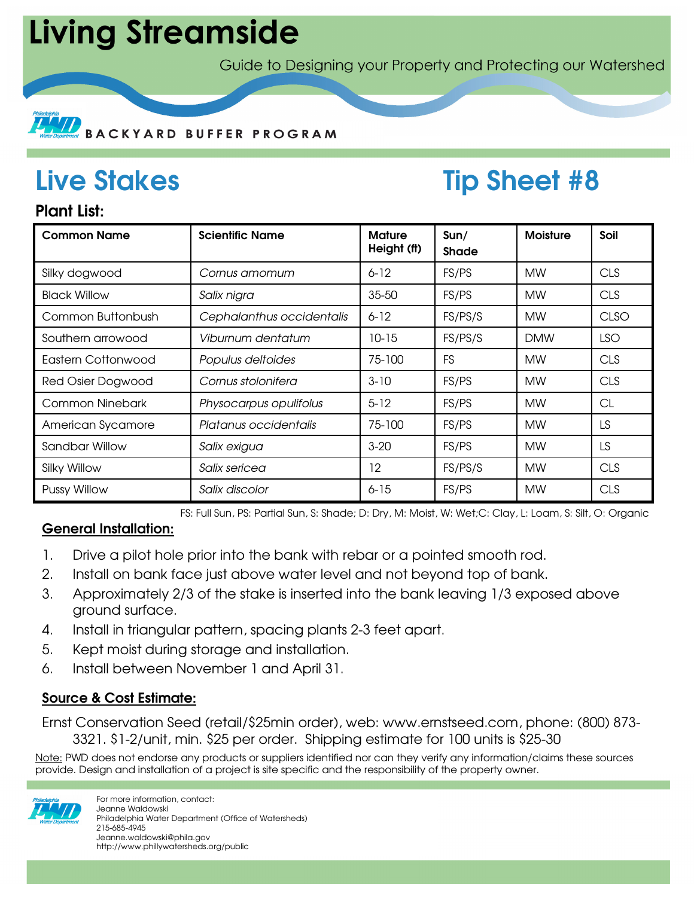# Living Streamside

Guide to Designing your Property and Protecting our Watershed

BACKYARD BUFFER PROGRAM

## Live Stakes

## Tip Sheet #8

### Plant List:

| Common Name | Scientific Name | Mature Height (ft) | Sun/ Shade | Moisture | Soil |
|---|---|---|---|---|---|
| Silky dogwood | *Cornus amomum* | 6-12 | FS/PS | MW | CLS |
| Black Willow | *Salix nigra* | 35-50 | FS/PS | MW | CLS |
| Common Buttonbush | *Cephalanthus occidentalis* | 6-12 | FS/PS/S | MW | CLSO |
| Southern arrowood | *Viburnum dentatum* | 10-15 | FS/PS/S | DMW | LSO |
| Eastern Cottonwood | *Populus deltoides* | 75-100 | FS | MW | CLS |
| Red Osier Dogwood | *Cornus stolonifera* | 3-10 | FS/PS | MW | CLS |
| Common Ninebark | *Physocarpus opulifolus* | 5-12 | FS/PS | MW | CL |
| American Sycamore | *Platanus occidentalis* | 75-100 | FS/PS | MW | LS |
| Sandbar Willow | *Salix exigua* | 3-20 | FS/PS | MW | LS |
| Silky Willow | *Salix sericea* | 12 | FS/PS/S | MW | CLS |
| Pussy Willow | *Salix discolor* | 6-15 | FS/PS | MW | CLS |

FS: Full Sun, PS: Partial Sun, S: Shade; D: Dry, M: Moist, W: Wet;C: Clay, L: Loam, S: Silt, O: Organic

### General Installation:

1. Drive a pilot hole prior into the bank with rebar or a pointed smooth rod.
2. Install on bank face just above water level and not beyond top of bank.
3. Approximately 2/3 of the stake is inserted into the bank leaving 1/3 exposed above ground surface.
4. Install in triangular pattern, spacing plants 2-3 feet apart.
5. Kept moist during storage and installation.
6. Install between November 1 and April 31.

### Source & Cost Estimate:

Ernst Conservation Seed (retail/$25min order), web: www.ernstseed.com, phone: (800) 873-3321. $1-2/unit, min. $25 per order. Shipping estimate for 100 units is $25-30

Note: PWD does not endorse any products or suppliers identified nor can they verify any information/claims these sources provide. Design and installation of a project is site specific and the responsibility of the property owner.

For more information, contact:
Jeanne Waldowski
Philadelphia Water Department (Office of Watersheds)
215-685-4945
Jeanne.waldowski@phila.gov
http://www.phillywatersheds.org/public